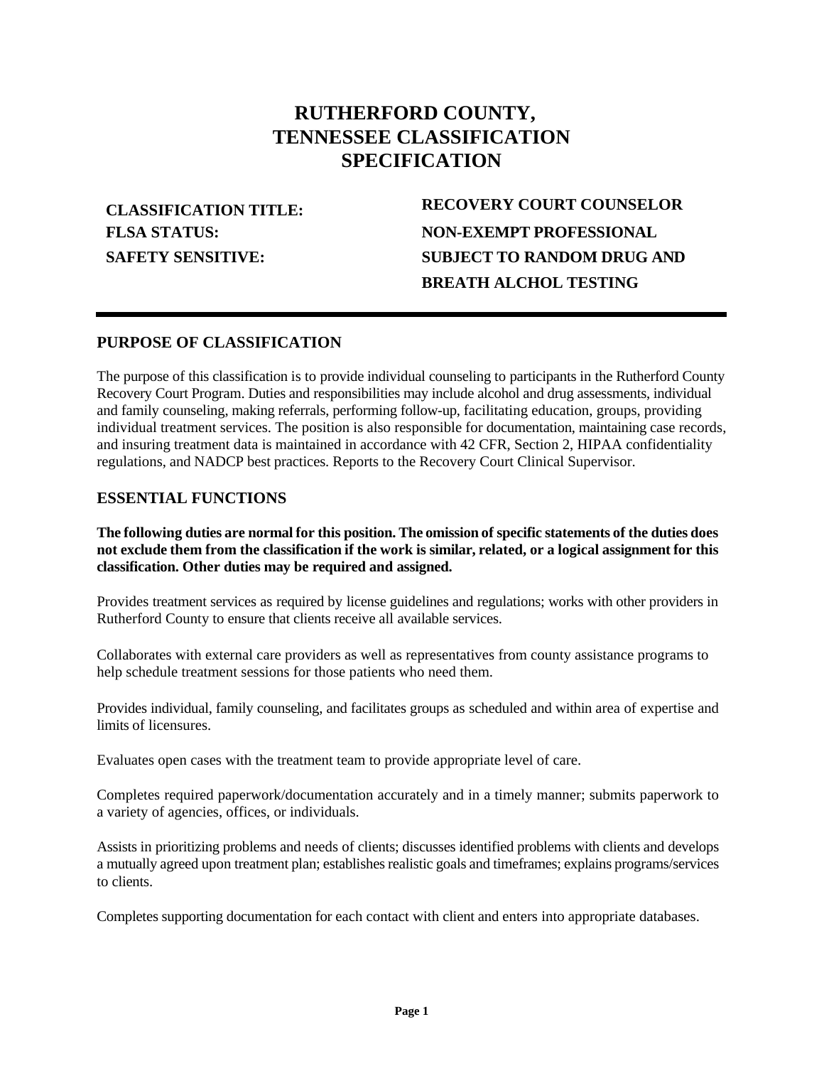# RUTHERFORD COUNTY, TENNESSEE CLASSIFICATION SPECIFICATION

**CLASSIFICATION TITLE:** **RECOVERY COURT COUNSELOR**

**FLSA STATUS:** **NON-EXEMPT PROFESSIONAL**

**SAFETY SENSITIVE:** **SUBJECT TO RANDOM DRUG AND BREATH ALCHOL TESTING**

---

## PURPOSE OF CLASSIFICATION

The purpose of this classification is to provide individual counseling to participants in the Rutherford County Recovery Court Program. Duties and responsibilities may include alcohol and drug assessments, individual and family counseling, making referrals, performing follow-up, facilitating education, groups, providing individual treatment services. The position is also responsible for documentation, maintaining case records, and insuring treatment data is maintained in accordance with 42 CFR, Section 2, HIPAA confidentiality regulations, and NADCP best practices. Reports to the Recovery Court Clinical Supervisor.

## ESSENTIAL FUNCTIONS

**The following duties are normal for this position. The omission of specific statements of the duties does not exclude them from the classification if the work is similar, related, or a logical assignment for this classification. Other duties may be required and assigned.**

Provides treatment services as required by license guidelines and regulations; works with other providers in Rutherford County to ensure that clients receive all available services.

Collaborates with external care providers as well as representatives from county assistance programs to help schedule treatment sessions for those patients who need them.

Provides individual, family counseling, and facilitates groups as scheduled and within area of expertise and limits of licensures.

Evaluates open cases with the treatment team to provide appropriate level of care.

Completes required paperwork/documentation accurately and in a timely manner; submits paperwork to a variety of agencies, offices, or individuals.

Assists in prioritizing problems and needs of clients; discusses identified problems with clients and develops a mutually agreed upon treatment plan; establishes realistic goals and timeframes; explains programs/services to clients.

Completes supporting documentation for each contact with client and enters into appropriate databases.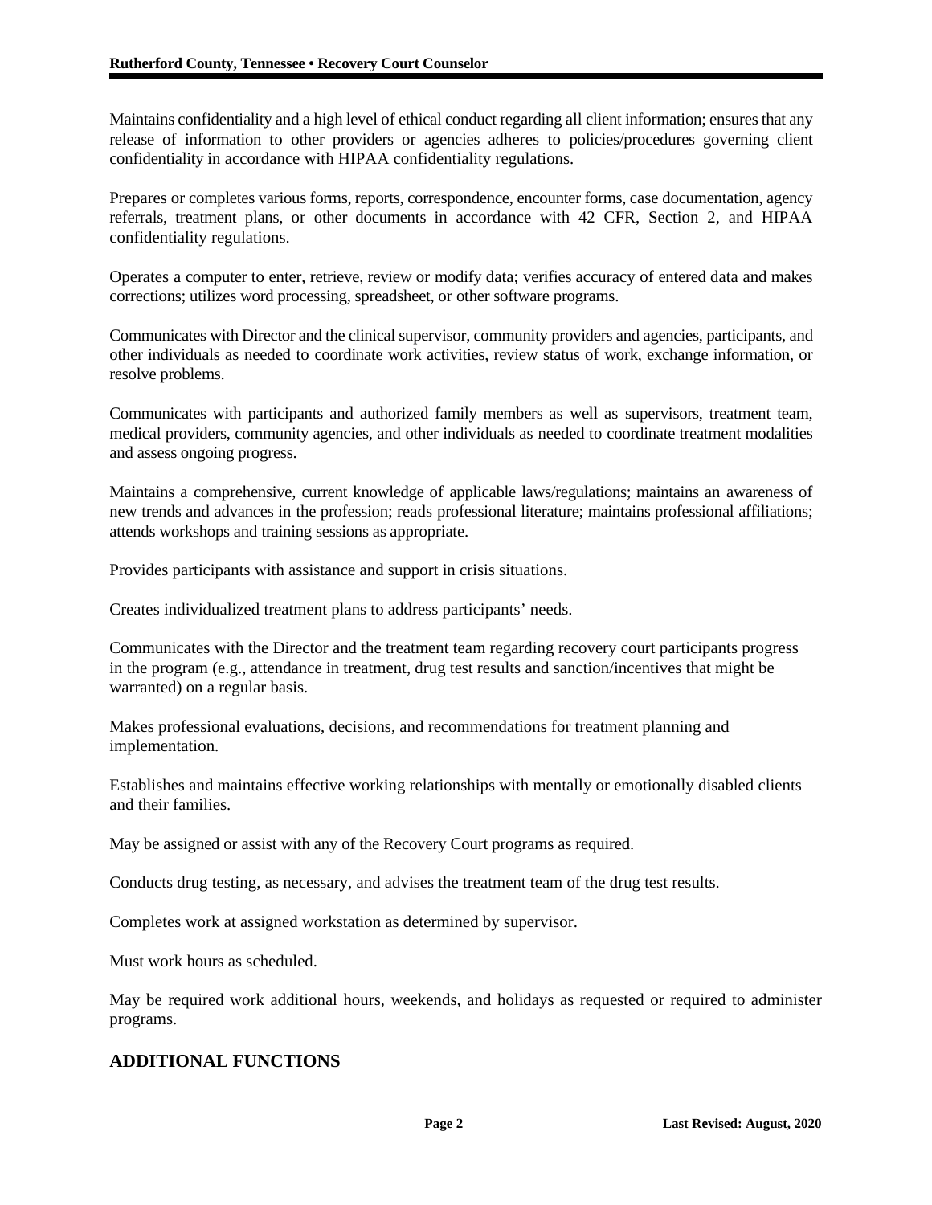Maintains confidentiality and a high level of ethical conduct regarding all client information; ensures that any release of information to other providers or agencies adheres to policies/procedures governing client confidentiality in accordance with HIPAA confidentiality regulations.

Prepares or completes various forms, reports, correspondence, encounter forms, case documentation, agency referrals, treatment plans, or other documents in accordance with 42 CFR, Section 2, and HIPAA confidentiality regulations.

Operates a computer to enter, retrieve, review or modify data; verifies accuracy of entered data and makes corrections; utilizes word processing, spreadsheet, or other software programs.

Communicates with Director and the clinical supervisor, community providers and agencies, participants, and other individuals as needed to coordinate work activities, review status of work, exchange information, or resolve problems.

Communicates with participants and authorized family members as well as supervisors, treatment team, medical providers, community agencies, and other individuals as needed to coordinate treatment modalities and assess ongoing progress.

Maintains a comprehensive, current knowledge of applicable laws/regulations; maintains an awareness of new trends and advances in the profession; reads professional literature; maintains professional affiliations; attends workshops and training sessions as appropriate.

Provides participants with assistance and support in crisis situations.

Creates individualized treatment plans to address participants' needs.

Communicates with the Director and the treatment team regarding recovery court participants progress in the program (e.g., attendance in treatment, drug test results and sanction/incentives that might be warranted) on a regular basis.

Makes professional evaluations, decisions, and recommendations for treatment planning and implementation.

Establishes and maintains effective working relationships with mentally or emotionally disabled clients and their families.

May be assigned or assist with any of the Recovery Court programs as required.

Conducts drug testing, as necessary, and advises the treatment team of the drug test results.

Completes work at assigned workstation as determined by supervisor.

Must work hours as scheduled.

May be required work additional hours, weekends, and holidays as requested or required to administer programs.

## ADDITIONAL FUNCTIONS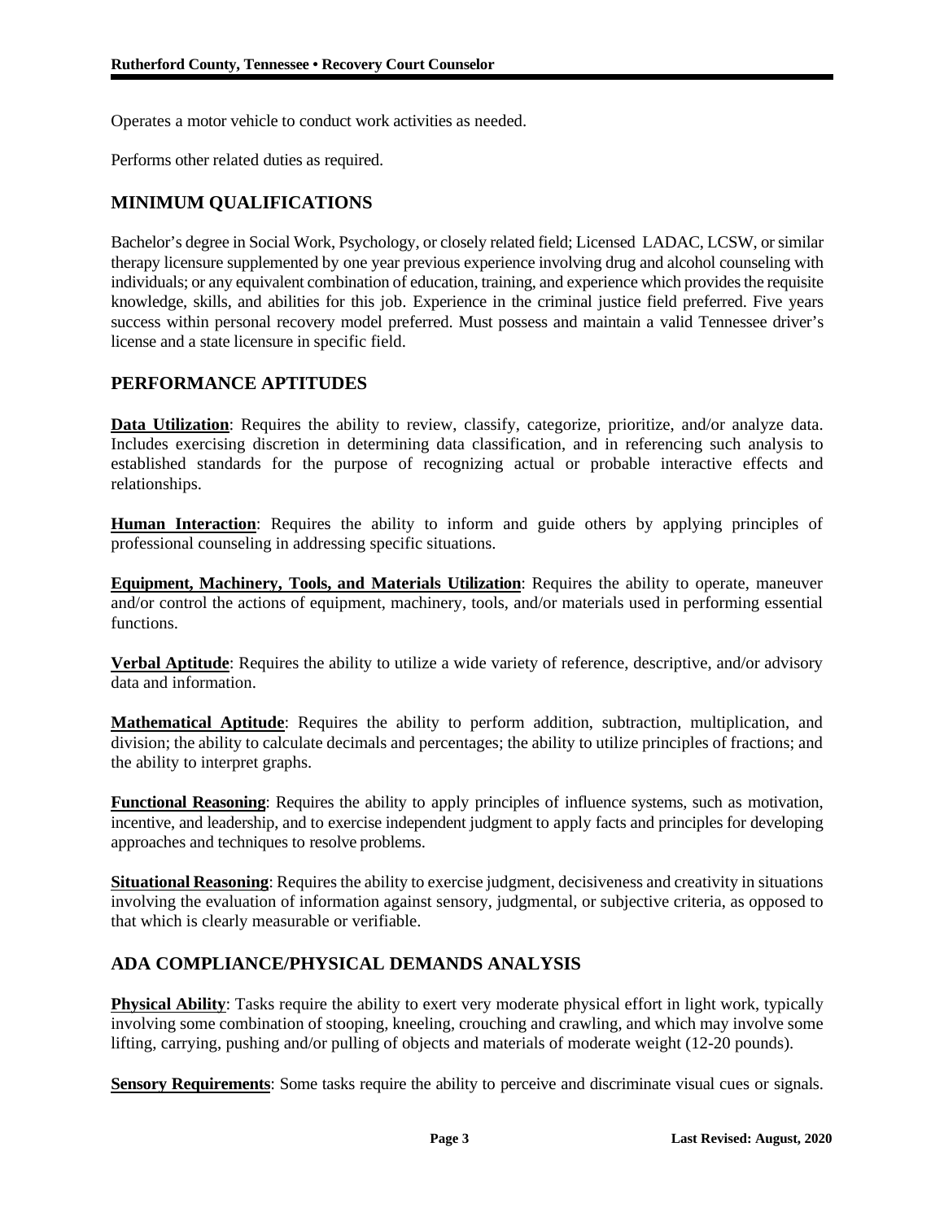Operates a motor vehicle to conduct work activities as needed.

Performs other related duties as required.

## MINIMUM QUALIFICATIONS

Bachelor's degree in Social Work, Psychology, or closely related field; Licensed LADAC, LCSW, or similar therapy licensure supplemented by one year previous experience involving drug and alcohol counseling with individuals; or any equivalent combination of education, training, and experience which provides the requisite knowledge, skills, and abilities for this job. Experience in the criminal justice field preferred. Five years success within personal recovery model preferred. Must possess and maintain a valid Tennessee driver's license and a state licensure in specific field.

## PERFORMANCE APTITUDES

**Data Utilization**: Requires the ability to review, classify, categorize, prioritize, and/or analyze data. Includes exercising discretion in determining data classification, and in referencing such analysis to established standards for the purpose of recognizing actual or probable interactive effects and relationships.

**Human Interaction**: Requires the ability to inform and guide others by applying principles of professional counseling in addressing specific situations.

**Equipment, Machinery, Tools, and Materials Utilization**: Requires the ability to operate, maneuver and/or control the actions of equipment, machinery, tools, and/or materials used in performing essential functions.

**Verbal Aptitude**: Requires the ability to utilize a wide variety of reference, descriptive, and/or advisory data and information.

**Mathematical Aptitude**: Requires the ability to perform addition, subtraction, multiplication, and division; the ability to calculate decimals and percentages; the ability to utilize principles of fractions; and the ability to interpret graphs.

**Functional Reasoning**: Requires the ability to apply principles of influence systems, such as motivation, incentive, and leadership, and to exercise independent judgment to apply facts and principles for developing approaches and techniques to resolve problems.

**Situational Reasoning**: Requires the ability to exercise judgment, decisiveness and creativity in situations involving the evaluation of information against sensory, judgmental, or subjective criteria, as opposed to that which is clearly measurable or verifiable.

## ADA COMPLIANCE/PHYSICAL DEMANDS ANALYSIS

**Physical Ability**: Tasks require the ability to exert very moderate physical effort in light work, typically involving some combination of stooping, kneeling, crouching and crawling, and which may involve some lifting, carrying, pushing and/or pulling of objects and materials of moderate weight (12-20 pounds).

**Sensory Requirements**: Some tasks require the ability to perceive and discriminate visual cues or signals.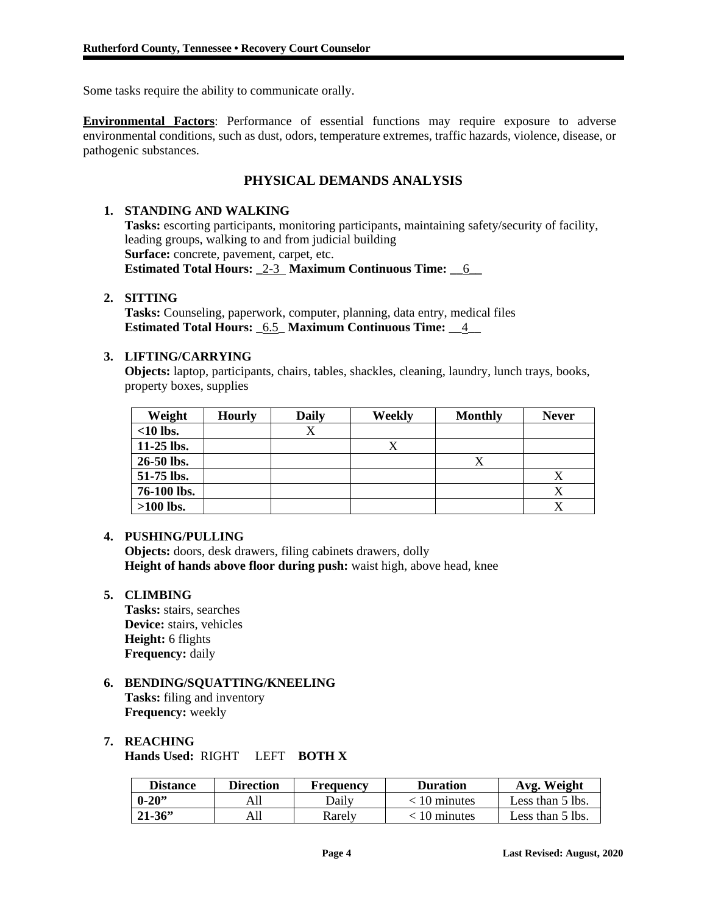Some tasks require the ability to communicate orally.

**Environmental Factors**: Performance of essential functions may require exposure to adverse environmental conditions, such as dust, odors, temperature extremes, traffic hazards, violence, disease, or pathogenic substances.

## PHYSICAL DEMANDS ANALYSIS

1. **STANDING AND WALKING**
   **Tasks:** escorting participants, monitoring participants, maintaining safety/security of facility, leading groups, walking to and from judicial building
   **Surface:** concrete, pavement, carpet, etc.
   **Estimated Total Hours:** _2-3_ **Maximum Continuous Time:** __6__

2. **SITTING**
   **Tasks:** Counseling, paperwork, computer, planning, data entry, medical files
   **Estimated Total Hours:** _6.5_ **Maximum Continuous Time:** __4__

3. **LIFTING/CARRYING**
   **Objects:** laptop, participants, chairs, tables, shackles, cleaning, laundry, lunch trays, books, property boxes, supplies

| Weight | Hourly | Daily | Weekly | Monthly | Never |
|---|---|---|---|---|---|
| **<10 lbs.** | | X | | | |
| **11-25 lbs.** | | | X | | |
| **26-50 lbs.** | | | | X | |
| **51-75 lbs.** | | | | | X |
| **76-100 lbs.** | | | | | X |
| **>100 lbs.** | | | | | X |

4. **PUSHING/PULLING**
   **Objects:** doors, desk drawers, filing cabinets drawers, dolly
   **Height of hands above floor during push:** waist high, above head, knee

5. **CLIMBING**
   **Tasks:** stairs, searches
   **Device:** stairs, vehicles
   **Height:** 6 flights
   **Frequency:** daily

6. **BENDING/SQUATTING/KNEELING**
   **Tasks:** filing and inventory
   **Frequency:** weekly

7. **REACHING**
   **Hands Used:** RIGHT LEFT **BOTH X**

| Distance | Direction | Frequency | Duration | Avg. Weight |
|---|---|---|---|---|
| **0-20"** | All | Daily | < 10 minutes | Less than 5 lbs. |
| **21-36"** | All | Rarely | < 10 minutes | Less than 5 lbs. |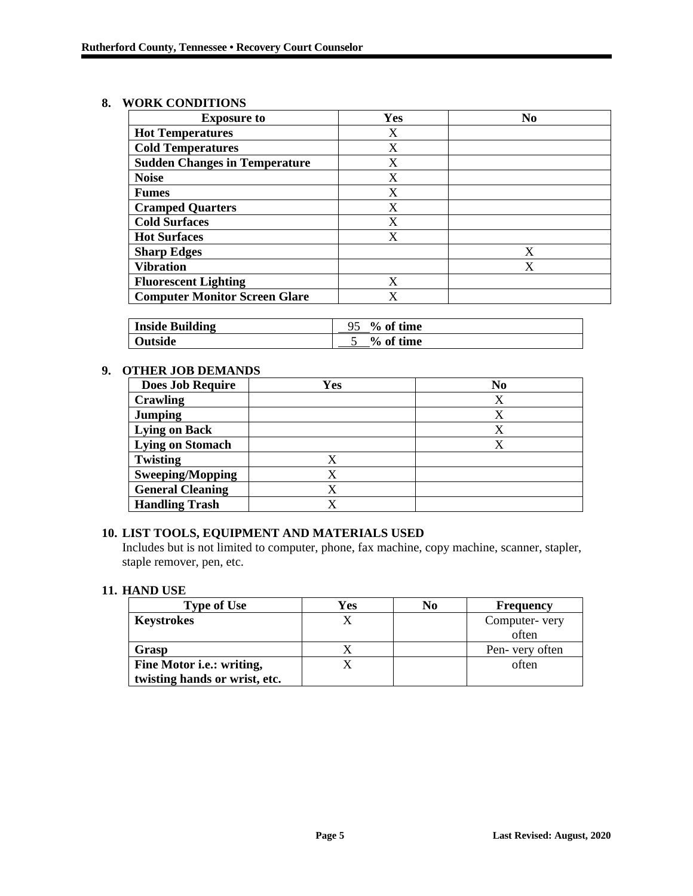## 8. WORK CONDITIONS

| Exposure to | Yes | No |
|---|---|---|
| **Hot Temperatures** | X | |
| **Cold Temperatures** | X | |
| **Sudden Changes in Temperature** | X | |
| **Noise** | X | |
| **Fumes** | X | |
| **Cramped Quarters** | X | |
| **Cold Surfaces** | X | |
| **Hot Surfaces** | X | |
| **Sharp Edges** | | X |
| **Vibration** | | X |
| **Fluorescent Lighting** | X | |
| **Computer Monitor Screen Glare** | X | |

| | |
|---|---|
| **Inside Building** | 95 **% of time** |
| **Outside** | 5 **% of time** |

## 9. OTHER JOB DEMANDS

| Does Job Require | Yes | No |
|---|---|---|
| **Crawling** | | X |
| **Jumping** | | X |
| **Lying on Back** | | X |
| **Lying on Stomach** | | X |
| **Twisting** | X | |
| **Sweeping/Mopping** | X | |
| **General Cleaning** | X | |
| **Handling Trash** | X | |

## 10. LIST TOOLS, EQUIPMENT AND MATERIALS USED

Includes but is not limited to computer, phone, fax machine, copy machine, scanner, stapler, staple remover, pen, etc.

## 11. HAND USE

| Type of Use | Yes | No | Frequency |
|---|---|---|---|
| **Keystrokes** | X | | Computer- very often |
| **Grasp** | X | | Pen- very often |
| **Fine Motor i.e.: writing, twisting hands or wrist, etc.** | X | | often |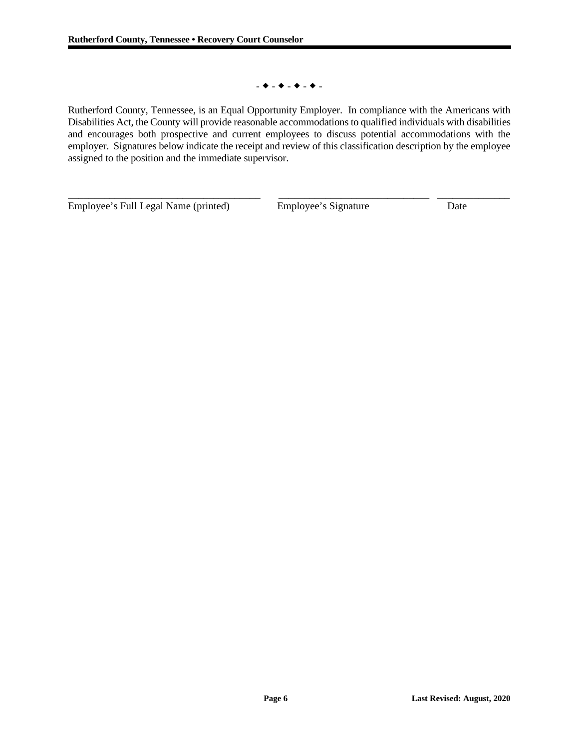- ◆ - ◆ - ◆ - ◆ -

Rutherford County, Tennessee, is an Equal Opportunity Employer. In compliance with the Americans with Disabilities Act, the County will provide reasonable accommodations to qualified individuals with disabilities and encourages both prospective and current employees to discuss potential accommodations with the employer. Signatures below indicate the receipt and review of this classification description by the employee assigned to the position and the immediate supervisor.

| | | |
|---|---|---|
| _______________________________________ | ______________________________ | ______________ |
| Employee's Full Legal Name (printed) | Employee's Signature | Date |